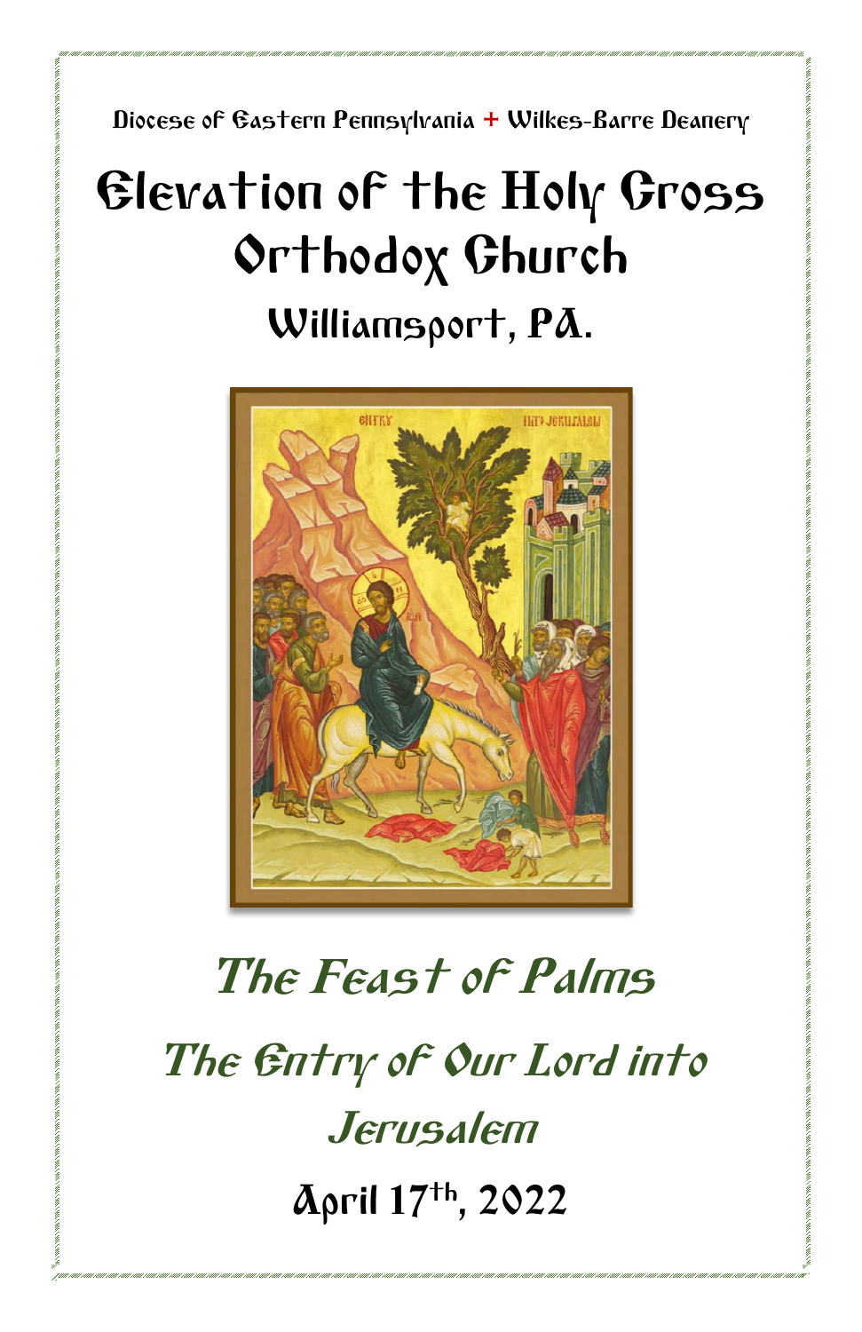Diocese of Eastern Pennsylvania + Wilkes-Barre Deanery

# Elevation of the Holy Cross Orthodox Church

## Williamsport, PA.

## *The Feast of Palms*

## *The Entry of Our Lord into Jerusalem*

**April 17th, 2022**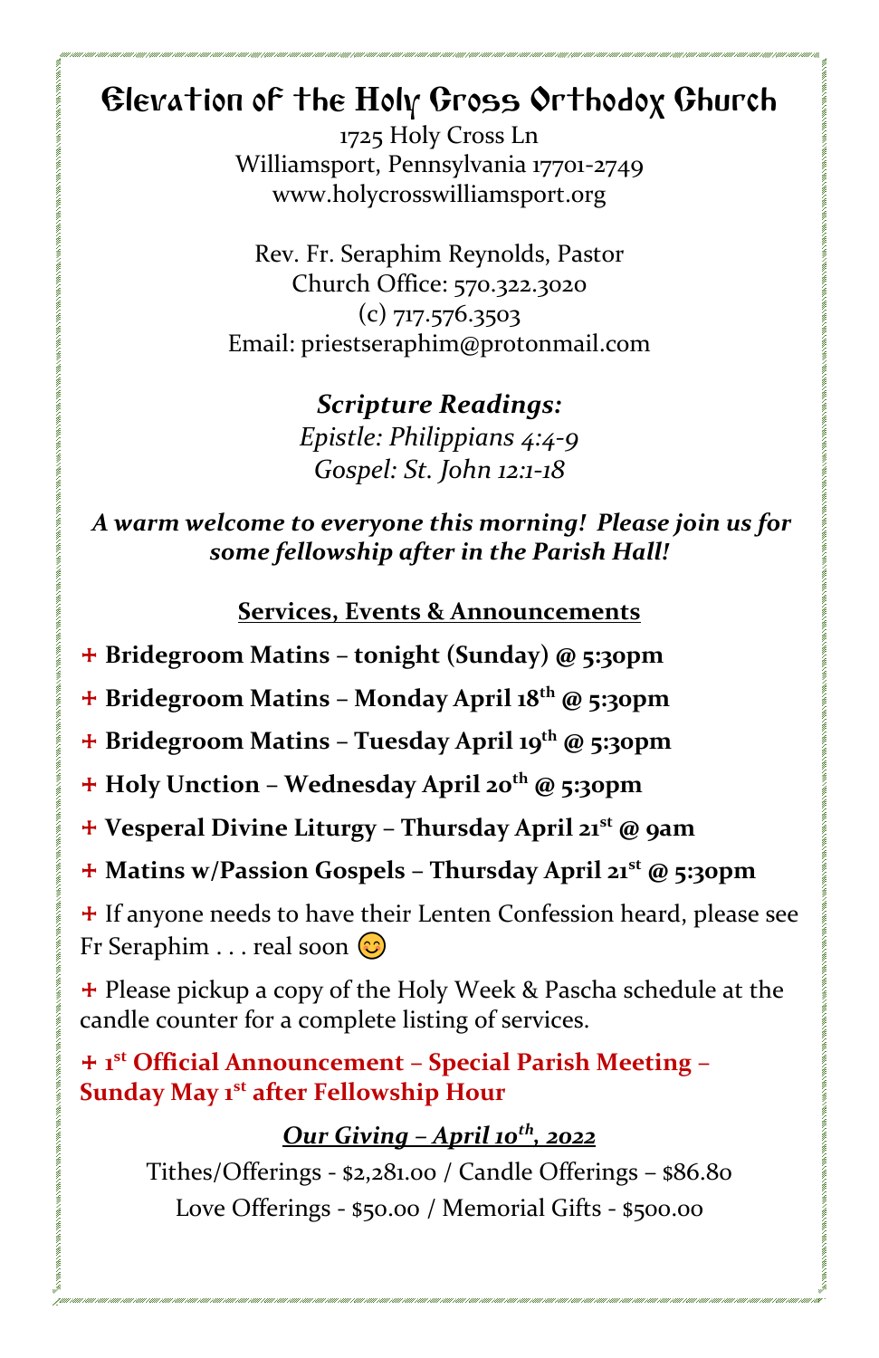# Elevation of the Holy Cross Orthodox Church

1725 Holy Cross Ln
Williamsport, Pennsylvania 17701-2749
www.holycrosswilliamsport.org

Rev. Fr. Seraphim Reynolds, Pastor
Church Office: 570.322.3020
(c) 717.576.3503
Email: priestseraphim@protonmail.com

***Scripture Readings:***
*Epistle: Philippians 4:4-9*
*Gospel: St. John 12:1-18*

***A warm welcome to everyone this morning! Please join us for some fellowship after in the Parish Hall!***

**Services, Events & Announcements**

+ **Bridegroom Matins – tonight (Sunday) @ 5:30pm**
+ **Bridegroom Matins – Monday April 18th @ 5:30pm**
+ **Bridegroom Matins – Tuesday April 19th @ 5:30pm**
+ **Holy Unction – Wednesday April 20th @ 5:30pm**
+ **Vesperal Divine Liturgy – Thursday April 21st @ 9am**
+ **Matins w/Passion Gospels – Thursday April 21st @ 5:30pm**
+ If anyone needs to have their Lenten Confession heard, please see Fr Seraphim . . . real soon 😊
+ Please pickup a copy of the Holy Week & Pascha schedule at the candle counter for a complete listing of services.
+ **1st Official Announcement – Special Parish Meeting – Sunday May 1st after Fellowship Hour**

***Our Giving – April 10th, 2022***

Tithes/Offerings - $2,281.00 / Candle Offerings – $86.80
Love Offerings - $50.00 / Memorial Gifts - $500.00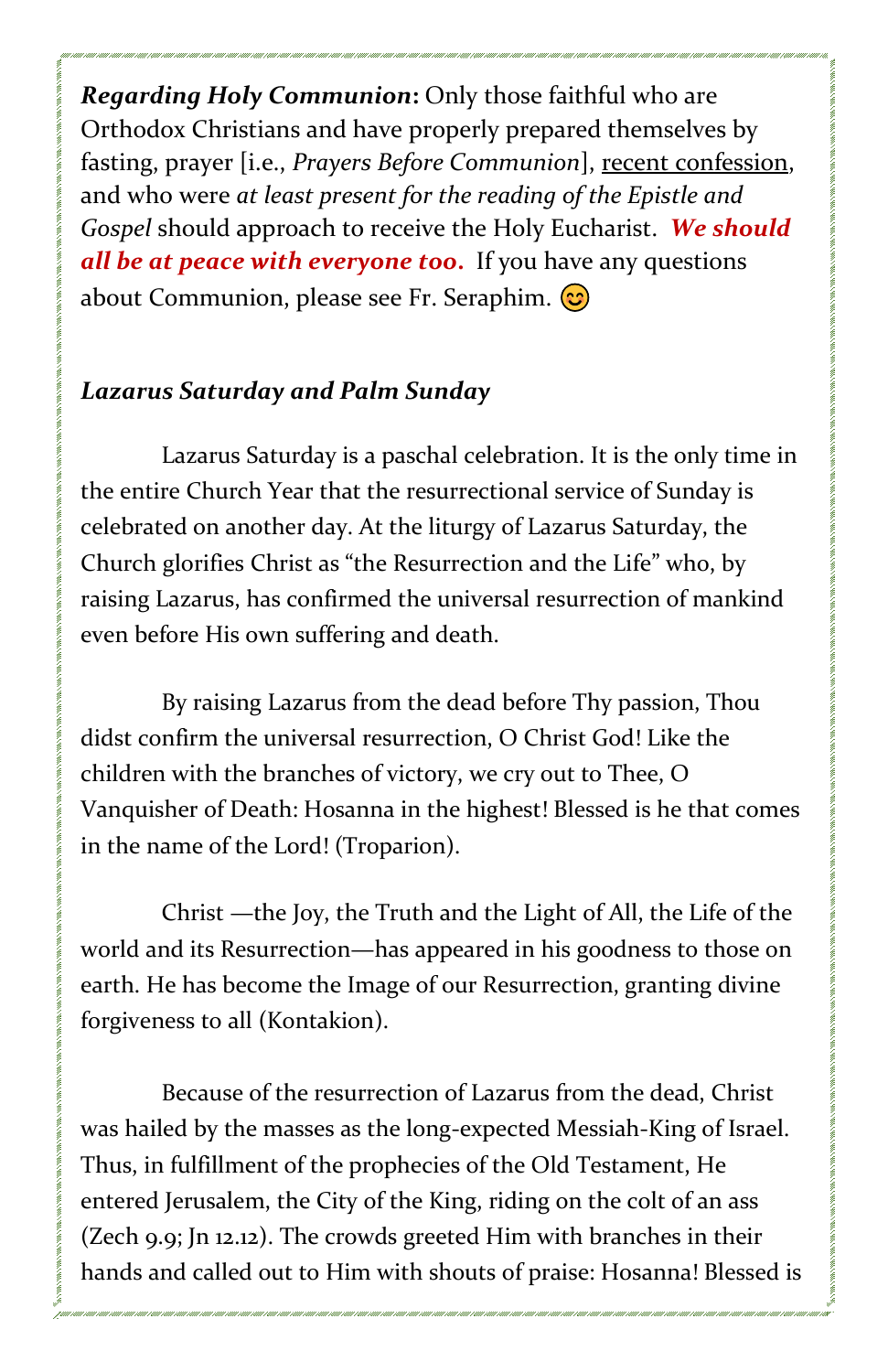***Regarding Holy Communion*****:** Only those faithful who are Orthodox Christians and have properly prepared themselves by fasting, prayer [i.e., *Prayers Before Communion*], <u>recent confession</u>, and who were *at least present for the reading of the Epistle and Gospel* should approach to receive the Holy Eucharist. ***We should all be at peace with everyone too.*** If you have any questions about Communion, please see Fr. Seraphim. 😊

***Lazarus Saturday and Palm Sunday***

Lazarus Saturday is a paschal celebration. It is the only time in the entire Church Year that the resurrectional service of Sunday is celebrated on another day. At the liturgy of Lazarus Saturday, the Church glorifies Christ as "the Resurrection and the Life" who, by raising Lazarus, has confirmed the universal resurrection of mankind even before His own suffering and death.

By raising Lazarus from the dead before Thy passion, Thou didst confirm the universal resurrection, O Christ God! Like the children with the branches of victory, we cry out to Thee, O Vanquisher of Death: Hosanna in the highest! Blessed is he that comes in the name of the Lord! (Troparion).

Christ —the Joy, the Truth and the Light of All, the Life of the world and its Resurrection—has appeared in his goodness to those on earth. He has become the Image of our Resurrection, granting divine forgiveness to all (Kontakion).

Because of the resurrection of Lazarus from the dead, Christ was hailed by the masses as the long-expected Messiah-King of Israel. Thus, in fulfillment of the prophecies of the Old Testament, He entered Jerusalem, the City of the King, riding on the colt of an ass (Zech 9.9; Jn 12.12). The crowds greeted Him with branches in their hands and called out to Him with shouts of praise: Hosanna! Blessed is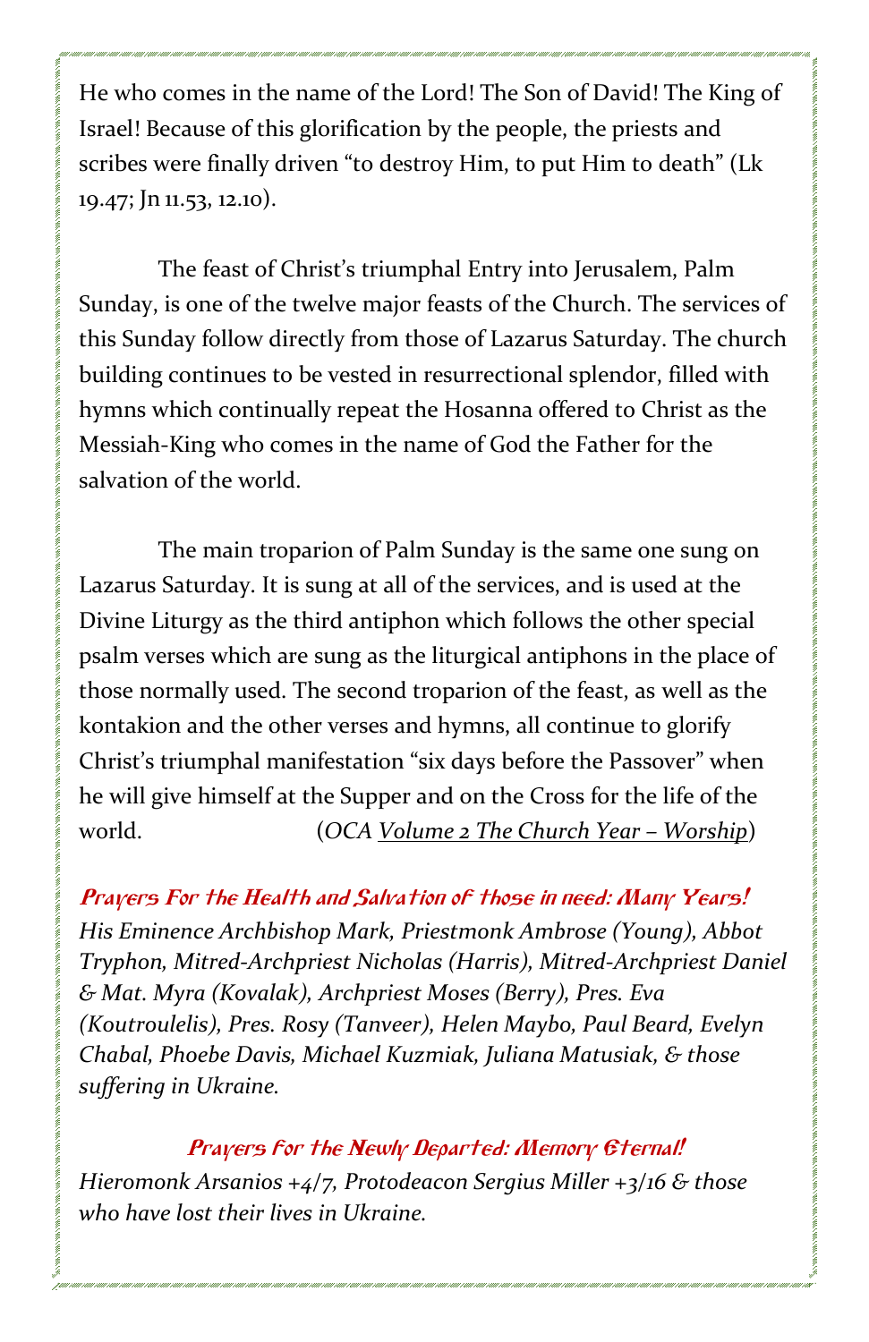He who comes in the name of the Lord! The Son of David! The King of Israel! Because of this glorification by the people, the priests and scribes were finally driven "to destroy Him, to put Him to death" (Lk 19.47; Jn 11.53, 12.10).

The feast of Christ's triumphal Entry into Jerusalem, Palm Sunday, is one of the twelve major feasts of the Church. The services of this Sunday follow directly from those of Lazarus Saturday. The church building continues to be vested in resurrectional splendor, filled with hymns which continually repeat the Hosanna offered to Christ as the Messiah-King who comes in the name of God the Father for the salvation of the world.

The main troparion of Palm Sunday is the same one sung on Lazarus Saturday. It is sung at all of the services, and is used at the Divine Liturgy as the third antiphon which follows the other special psalm verses which are sung as the liturgical antiphons in the place of those normally used. The second troparion of the feast, as well as the kontakion and the other verses and hymns, all continue to glorify Christ's triumphal manifestation "six days before the Passover" when he will give himself at the Supper and on the Cross for the life of the world. (*OCA* *Volume 2 The Church Year – Worship*)

**Prayers For the Health and Salvation of those in need: Many Years!**

*His Eminence Archbishop Mark, Priestmonk Ambrose (Young), Abbot Tryphon, Mitred-Archpriest Nicholas (Harris), Mitred-Archpriest Daniel & Mat. Myra (Kovalak), Archpriest Moses (Berry), Pres. Eva (Koutroulelis), Pres. Rosy (Tanveer), Helen Maybo, Paul Beard, Evelyn Chabal, Phoebe Davis, Michael Kuzmiak, Juliana Matusiak, & those suffering in Ukraine.*

**Prayers for the Newly Departed: Memory Eternal!**

*Hieromonk Arsanios +4/7, Protodeacon Sergius Miller +3/16 & those who have lost their lives in Ukraine.*